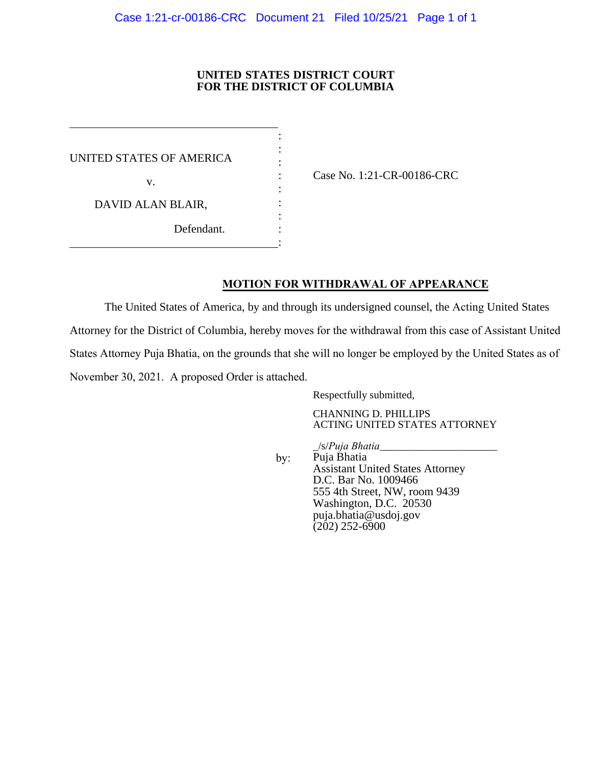**UNITED STATES DISTRICT COURT**
**FOR THE DISTRICT OF COLUMBIA**

UNITED STATES OF AMERICA

v.

DAVID ALAN BLAIR,

Defendant.

Case No. 1:21-CR-00186-CRC

**MOTION FOR WITHDRAWAL OF APPEARANCE**

The United States of America, by and through its undersigned counsel, the Acting United States Attorney for the District of Columbia, hereby moves for the withdrawal from this case of Assistant United States Attorney Puja Bhatia, on the grounds that she will no longer be employed by the United States as of November 30, 2021. A proposed Order is attached.

Respectfully submitted,

CHANNING D. PHILLIPS
ACTING UNITED STATES ATTORNEY

by: _/s/*Puja Bhatia*_____________________
Puja Bhatia
Assistant United States Attorney
D.C. Bar No. 1009466
555 4th Street, NW, room 9439
Washington, D.C. 20530
puja.bhatia@usdoj.gov
(202) 252-6900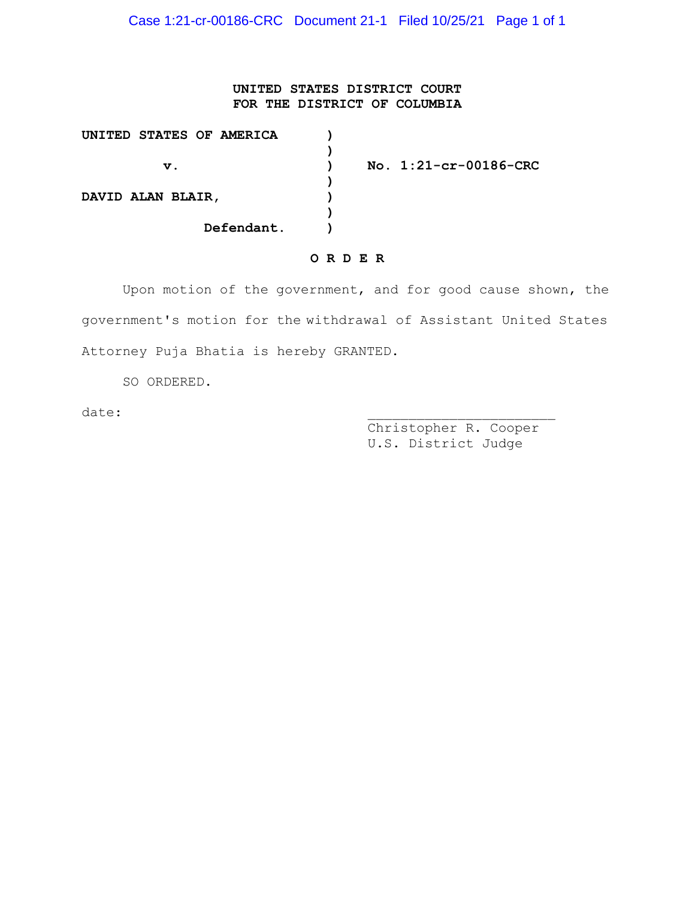**UNITED STATES DISTRICT COURT**
**FOR THE DISTRICT OF COLUMBIA**

| | | |
|---|---|---|
| **UNITED STATES OF AMERICA** | ) | |
| | ) | |
| **v.** | ) | **No. 1:21-cr-00186-CRC** |
| | ) | |
| **DAVID ALAN BLAIR,** | ) | |
| | ) | |
| **Defendant.** | ) | |

**O R D E R**

Upon motion of the government, and for good cause shown, the government's motion for the withdrawal of Assistant United States Attorney Puja Bhatia is hereby GRANTED.

SO ORDERED.

date:

\_\_\_\_\_\_\_\_\_\_\_\_\_\_\_\_\_\_\_\_\_\_\_
Christopher R. Cooper
U.S. District Judge